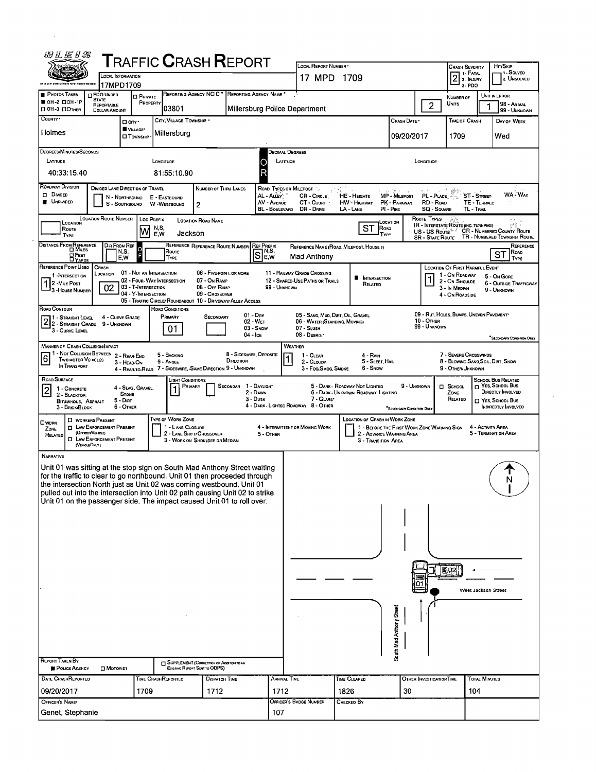# TRAFFIC CRASH REPORT

| Field | Value |
|---|---|
| Local Information | 17MPD1709 |
| Local Report Number | 17 MPD 1709 |
| Crash Severity | 2 (1 - Fatal, 2 - Injury, 3 - PDO) |
| Hit/Skip | 1 - Solved, 2 - Unsolved |
| Photos Taken | OH-2 |
| Reporting Agency NCIC | 03801 |
| Reporting Agency Name | Millersburg Police Department |
| Number of Units | 2 |
| Unit in Error | 1 |
| County | Holmes |
| City, Village, Township | Village - Millersburg |
| Crash Date | 09/20/2017 |
| Time of Crash | 1709 |
| Day of Week | Wed |

**Degrees/Minutes/Seconds**

| Latitude | Longitude |
|---|---|
| 40:33:15.40 | 81:55:10.90 |

| Field | Value |
|---|---|
| Roadway Division | Undivided |
| Number of Thru Lanes | 2 |
| Location Prefix | W |
| Location Road Name | Jackson |
| Location Route Type | ST |
| Reference Prefix | S |
| Reference Name | Mad Anthony |
| Reference Type | ST |
| Reference Point Used | 1 - Intersection |
| Crash Location | 02 - Four-Way Intersection |
| Intersection Related | Yes |
| Location of First Harmful Event | 1 - On Roadway |
| Road Contour | 2 - Straight Grade |
| Road Conditions (Primary) | 01 - Dry |
| Manner of Crash Collision/Impact | 6 - Angle |
| Weather | 1 - Clear |
| Road Surface | 2 - Blacktop, Bituminous, Asphalt |
| Light Conditions (Primary) | 1 - Daylight |

## NARRATIVE

Unit 01 was sitting at the stop sign on South Mad Anthony Street waiting for the traffic to clear to go northbound. Unit 01 then proceeded through the intersection North just as Unit 02 was coming westbound. Unit 01 pulled out into the intersection into Unit 02 path causing Unit 02 to strike Unit 01 on the passenger side. The impact caused Unit 01 to roll over.

Diagram labels: N, 01, 02, West Jackson Street, South Mad Anthony Street

| Report Taken By | Date Crash Reported | Time Crash Reported | Dispatch Time | Arrival Time | Time Cleared | Other Investigation Time | Total Minutes |
|---|---|---|---|---|---|---|---|
| Police Agency | 09/20/2017 | 1709 | 1712 | 1712 | 1826 | 30 | 104 |

| Officer's Name | Officer's Badge Number | Checked By |
|---|---|---|
| Genet, Stephanie | 107 | |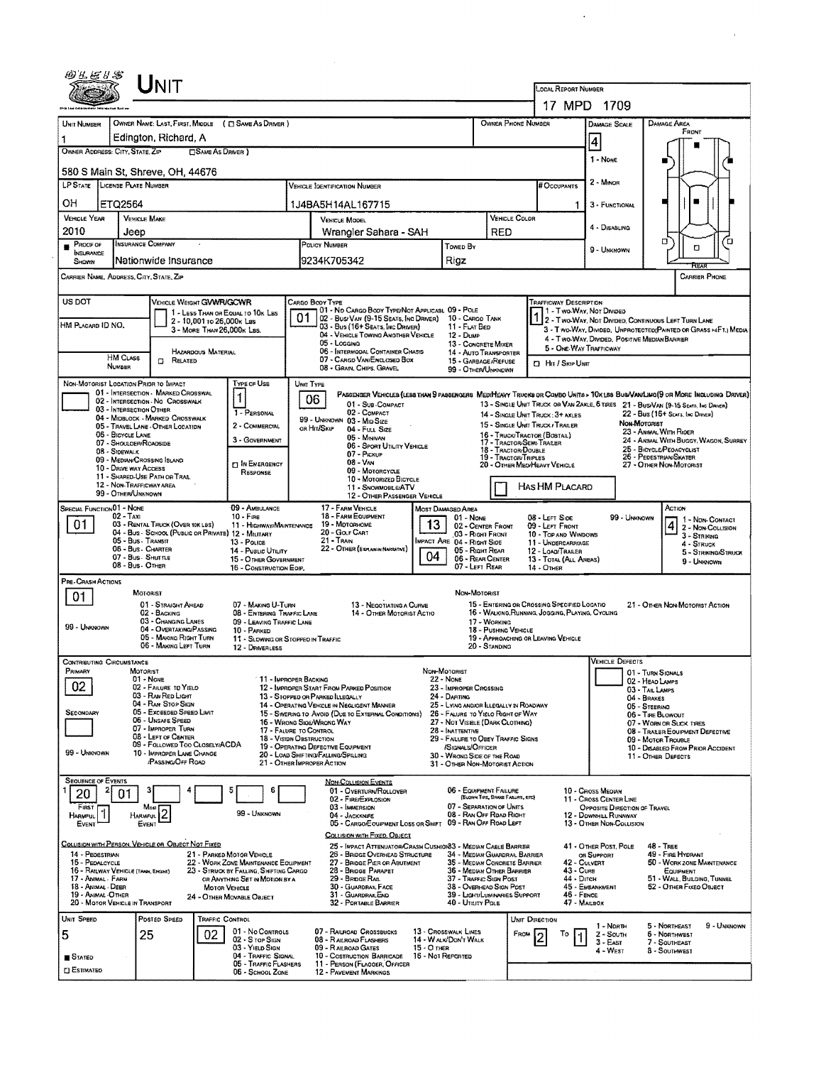# Unit

**Local Report Number:** 17 MPD 1709

| Unit Number | Owner Name: Last, First, Middle (☐ Same As Driver) | Owner Phone Number | Damage Scale | Damage Area |
|---|---|---|---|---|
| 1 | Edington, Richard, A | | 4 | Front |

**Owner Address: City, State, Zip** (☐ Same As Driver)
580 S Main St, Shreve, OH, 44676

Damage Scale: 1 - None, 2 - Minor, 3 - Functional, 4 - Disabling, 9 - Unknown

| LP State | License Plate Number | Vehicle Identification Number | # Occupants |
|---|---|---|---|
| OH | ETQ2564 | 1J4BA5H14AL167715 | 1 |

| Vehicle Year | Vehicle Make | Vehicle Model | Vehicle Color |
|---|---|---|---|
| 2010 | Jeep | Wrangler Sahara - SAH | RED |

| Proof of Insurance Shown | Insurance Company | Policy Number | Towed By |
|---|---|---|---|
| ■ | Nationwide Insurance | 9234K705342 | Rigz |

**Carrier Name, Address, City, State, Zip:**

**Carrier Phone:**

**US DOT:**

**Vehicle Weight GVWR/GCWR:** 1 - Less Than or Equal to 10k Lbs; 2 - 10,001 to 26,000k Lbs; 3 - More Than 26,000k Lbs.

**HM Placard ID No.:**

**HM Class Number:** ☐ Related — Hazardous Material

**Cargo Body Type:** 01
01 - No Cargo Body Type/Not Applicabl; 02 - Bus/Van (9-15 Seats, Inc Driver); 03 - Bus (16+ Seats, Inc Driver); 04 - Vehicle Towing Another Vehicle; 05 - Logging; 06 - Intermodal Container Chasis; 07 - Cargo Van/Enclosed Box; 08 - Grain, Chips, Gravel; 09 - Pole; 10 - Cargo Tank; 11 - Flat Bed; 12 - Dump; 13 - Concrete Mixer; 14 - Auto Transporter; 15 - Garbage/Refuse; 99 - Other/Unknown

**Trafficway Description:** 1
1 - Two-Way, Not Divided; 2 - Two-Way, Not Divided, Continuous Left Turn Lane; 3 - Two-Way, Divided, Unprotected (Painted or Grass >4Ft.) Media; 4 - Two-Way, Divided, Positive Median Barrier; 5 - One-Way Trafficway
☐ Hit / Skip Unit

**Non-Motorist Location Prior to Impact:**
01 - Intersection - Marked Crosswal; 02 - Intersection - No Crosswalk; 03 - Intersection Other; 04 - Midblock - Marked Crosswalk; 05 - Travel Lane - Other Location; 06 - Bicycle Lane; 07 - Shoulder/Roadside; 08 - Sidewalk; 09 - Median/Crossing Island; 10 - Drive Way Access; 11 - Shared-Use Path or Trail; 12 - Non-Trafficway Area; 99 - Other/Unknown

**Type of Use:** 1
1 - Personal; 2 - Commercial; 3 - Government; ☐ In Emergency Response

**Unit Type:** 06
Passenger Vehicles (less than 9 passengers): 01 - Sub-Compact; 02 - Compact; 99 - Unknown 03 - Mid Size or Hit/Skip; 04 - Full Size; 05 - Minivan; 06 - Sport Utility Vehicle; 07 - Pickup; 08 - Van; 09 - Motorcycle; 10 - Motorized Bicycle; 11 - Snowmobile/ATV; 12 - Other Passenger Vehicle
Med/Heavy Trucks or Combo Units > 10k lbs Bus/Van/Limo (9 or More Including Driver): 13 - Single Unit Truck or Van 2axle, 6 Tires; 14 - Single Unit Truck: 3+ Axles; 15 - Single Unit Truck/Trailer; 16 - Truck/Tractor (Bobtail); 17 - Tractor/Semi-Trailer; 18 - Tractor/Double; 19 - Tractor/Triples; 20 - Other Med/Heavy Vehicle; 21 - Bus/Van (9-15 Seats, Inc Driver); 22 - Bus (16+ Seats, Inc Driver)
Non-Motorist: 23 - Animal With Rider; 24 - Animal With Buggy, Wagon, Surrey; 25 - Bicycle/Pedacyclist; 26 - Pedestrian/Skater; 27 - Other Non-Motorist
☐ Has HM Placard

**Special Function:** 01
01 - None; 02 - Taxi; 03 - Rental Truck (Over 10k lbs); 04 - Bus - School (Public or Private); 05 - Bus - Transit; 06 - Bus - Charter; 07 - Bus - Shuttle; 08 - Bus - Other; 09 - Ambulance; 10 - Fire; 11 - Highway/Maintenance; 12 - Military; 13 - Police; 14 - Public Utility; 15 - Other Government; 16 - Construction Eqip.; 17 - Farm Vehicle; 18 - Farm Equipment; 19 - Motorhome; 20 - Golf Cart; 21 - Train; 22 - Other (Explain in Narrative)

**Most Damaged Area:** 13
**Impact Area:** 04
01 - None; 02 - Center Front; 03 - Right Front; 04 - Right Side; 05 - Right Rear; 06 - Rear Center; 07 - Left Rear; 08 - Left Side; 09 - Left Front; 10 - Top and Windows; 11 - Undercarriage; 12 - Load/Trailer; 13 - Total (All Areas); 14 - Other; 99 - Unknown

**Action:** 4
1 - Non-Contact; 2 - Non-Collision; 3 - Striking; 4 - Struck; 5 - Striking/Struck; 9 - Unknown

**Pre-Crash Actions:** 01
Motorist: 01 - Straight Ahead; 02 - Backing; 03 - Changing Lanes; 04 - Overtaking/Passing; 05 - Making Right Turn; 06 - Making Left Turn; 07 - Making U-Turn; 08 - Entering Traffic Lane; 09 - Leaving Traffic Lane; 10 - Parked; 11 - Slowing or Stopped in Traffic; 12 - Driverless; 13 - Negotiating a Curve; 14 - Other Motorist Actio; 99 - Unknown
Non-Motorist: 15 - Entering or Crossing Specified Locatio; 16 - Walking, Running, Jogging, Playing, Cycling; 17 - Working; 18 - Pushing Vehicle; 19 - Approaching or Leaving Vehicle; 20 - Standing; 21 - Other Non-Motorist Action

**Contributing Circumstance:**
Primary: 02
Secondary:
Motorist: 01 - None; 02 - Failure to Yield; 03 - Ran Red Light; 04 - Ran Stop Sign; 05 - Exceeded Speed Limit; 06 - Unsafe Speed; 07 - Improper Turn; 08 - Left of Center; 09 - Followed Too Closely/ACDA; 10 - Improper Lane Change /Passing/Off Road; 11 - Improper Backing; 12 - Improper Start From Parked Position; 13 - Stopped or Parked Illegally; 14 - Operating Vehicle in Negligent Manner; 15 - Swering to Avoid (Due to External Conditions); 16 - Wrong Side/Wrong Way; 17 - Failure to Control; 18 - Vision Obstruction; 19 - Operating Defective Equipment; 20 - Load Shifting/Falling/Spilling; 21 - Other Improper Action; 99 - Unknown
Non-Motorist: 22 - None; 23 - Improper Crossing; 24 - Darting; 25 - Lying and/or Illegally in Roadway; 26 - Failure to Yield Right of Way; 27 - Not Visible (Dark Clothing); 28 - Inattentive; 29 - Failure to Obey Traffic Signs /Signals/Officer; 30 - Wrong Side of the Road; 31 - Other Non-Motorist Action

**Vehicle Defects:**
01 - Turn Signals; 02 - Head Lamps; 03 - Tail Lamps; 04 - Brakes; 05 - Steering; 06 - Tire Blowout; 07 - Worn or Slick Tires; 08 - Trailer Equipment Defective; 09 - Motor Trouble; 10 - Disabled From Prior Accident; 11 - Other Defects

**Sequence of Events:**

| 1 | 2 | 3 | 4 | 5 | 6 |
|---|---|---|---|---|---|
| 20 | 01 | | | | |

First Harmful Event: 1
Most Harmful Event: 2
99 - Unknown

Non-Collision Events: 01 - Overturn/Rollover; 02 - Fire/Explosion; 03 - Immersion; 04 - Jackknife; 05 - Cargo/Equipment Loss or Shift; 06 - Equipment Failure (Blown Tire, Brake Failure, etc); 07 - Separation of Units; 08 - Ran Off Road Right; 09 - Ran Off Road Left; 10 - Cross Median; 11 - Cross Center Line Opposite Direction of Travel; 12 - Downhill Runaway; 13 - Other Non-Collision

Collision with Person, Vehicle or Object Not Fixed: 14 - Pedestrian; 15 - Pedalcycle; 16 - Railway Vehicle (Train, Engine); 17 - Animal - Farm; 18 - Animal - Deer; 19 - Animal - Other; 20 - Motor Vehicle in Transport; 21 - Parked Motor Vehicle; 22 - Work Zone Maintenance Equipment; 23 - Struck by Falling, Shifting Cargo or Anything Set in Motion by a Motor Vehicle; 24 - Other Movable Object

Collision with Fixed, Object: 25 - Impact Attenuator/Crash Cushion; 26 - Bridge Overhead Structure; 27 - Bridge Pier or Abutment; 28 - Bridge Parapet; 29 - Bridge Rail; 30 - Guardrail Face; 31 - Guardrail End; 32 - Portable Barrier; 33 - Median Cable Barrier; 34 - Median Guardrail Barrier; 35 - Median Concrete Barrier; 36 - Median Other Barrier; 37 - Traffic Sign Post; 38 - Overhead Sign Post; 39 - Light/Luminaries Support; 40 - Utility Pole; 41 - Other Post, Pole or Support; 42 - Culvert; 43 - Curb; 44 - Ditch; 45 - Embankment; 46 - Fence; 47 - Mailbox; 48 - Tree; 49 - Fire Hydrant; 50 - Work Zone Maintenance Equipment; 51 - Wall, Building, Tunnel; 52 - Other Fixed Object

| Unit Speed | Posted Speed | Traffic Control | Unit Direction |
|---|---|---|---|
| 5 | 25 | 02 | From 2 To 1 |

■ Stated ☐ Estimated

Traffic Control: 01 - No Controls; 02 - Stop Sign; 03 - Yield Sign; 04 - Traffic Signal; 05 - Traffic Flashers; 06 - School Zone; 07 - Railroad Crossbucks; 08 - Railroad Flashers; 09 - Railroad Gates; 10 - Costruction Barricade; 11 - Person (Flagger, Officer); 12 - Pavement Markings; 13 - Crosswalk Lines; 14 - Walk/Don't Walk; 15 - Other; 16 - Not Reported

Unit Direction: 1 - North; 2 - South; 3 - East; 4 - West; 5 - Northeast; 6 - Northwest; 7 - Southeast; 8 - Southwest; 9 - Unknown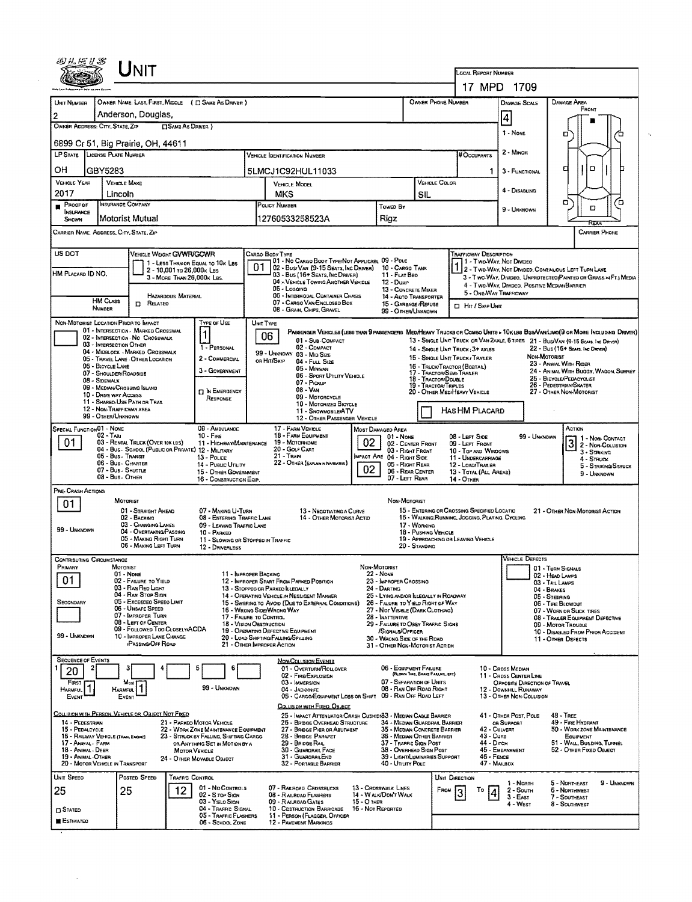# UNIT

**LOCAL REPORT NUMBER:** 17 MPD 1709

| UNIT NUMBER | OWNER NAME: LAST, FIRST, MIDDLE ( ☐ SAME AS DRIVER ) | OWNER PHONE NUMBER | DAMAGE SCALE | DAMAGE AREA |
|---|---|---|---|---|
| 2 | Anderson, Douglas, | | 4 | FRONT |

**OWNER ADDRESS: CITY, STATE, ZIP** ☐ SAME AS DRIVER )
6899 Cr 51, Big Prairie, OH, 44611

| LP STATE | LICENSE PLATE NUMBER | VEHICLE IDENTIFICATION NUMBER | # OCCUPANTS |
|---|---|---|---|
| OH | GBY5283 | 5LMCJ1C92HUL11033 | 1 |

| VEHICLE YEAR | VEHICLE MAKE | VEHICLE MODEL | VEHICLE COLOR |
|---|---|---|---|
| 2017 | Lincoln | MKS | SIL |

| ■ PROOF OF INSURANCE SHOWN | INSURANCE COMPANY | POLICY NUMBER | TOWED BY |
|---|---|---|---|
| | Motorist Mutual | 12760533258523A | Rigz |

Damage Scale: 1 - None; 2 - Minor; 3 - Functional; 4 - Disabling; 9 - Unknown

CARRIER NAME, ADDRESS, CITY, STATE, ZIP — CARRIER PHONE

US DOT — VEHICLE WEIGHT GVWR/GCWR: 1 - Less Than or Equal to 10k Lbs; 2 - 10,001 to 26,000k Lbs; 3 - More Than 26,000k Lbs.

HM PLACARD ID NO. — HM CLASS NUMBER — HAZARDOUS MATERIAL ☐ RELATED

CARGO BODY TYPE: **01**
01 - No Cargo Body Type/Not Applicable; 02 - Bus/Van (9-15 Seats, Inc Driver); 03 - Bus (16+ Seats, Inc Driver); 04 - Vehicle Towing Another Vehicle; 05 - Logging; 06 - Intermodal Container Chassis; 07 - Cargo Van/Enclosed Box; 08 - Grain, Chips, Gravel; 09 - Pole; 10 - Cargo Tank; 11 - Flat Bed; 12 - Dump; 13 - Concrete Mixer; 14 - Auto Transporter; 15 - Garbage/Refuse; 99 - Other/Unknown

TRAFFICWAY DESCRIPTION: **1**
1 - Two-Way, Not Divided; 2 - Two-Way, Not Divided, Continuous Left Turn Lane; 3 - Two-Way, Divided, Unprotected(Painted or Grass >4Ft.) Media; 4 - Two-Way, Divided, Positive Median Barrier; 5 - One-Way Trafficway
☐ Hit / Skip Unit

NON-MOTORIST LOCATION PRIOR TO IMPACT: 01 - Intersection - Marked Crosswal; 02 - Intersection - No Crosswalk; 03 - Intersection Other; 04 - Midblock - Marked Crosswalk; 05 - Travel Lane - Other Location; 06 - Bicycle Lane; 07 - Shoulder/Roadside; 08 - Sidewalk; 09 - Median/Crossing Island; 10 - Drive way Access; 11 - Shared-Use Path or Trail; 12 - Non-Trafficway Area; 99 - Other/Unknown

TYPE OF USE: **1** — 1 - Personal; 2 - Commercial; 3 - Government; ☐ In Emergency Response

UNIT TYPE: **06**
Passenger Vehicles (Less than 9 passengers): 01 - Sub Compact; 02 - Compact; 99 - Unknown 03 - Mid Size; or Hit/Skip 04 - Full Size; 05 - Minivan; 06 - Sport Utility Vehicle; 07 - Pickup; 08 - Van; 09 - Motorcycle; 10 - Motorized Bicycle; 11 - Snowmobile/ATV; 12 - Other Passenger Vehicle
Med/Heavy Trucks or Combo Units > 10k lbs Bus/Van/Limo(9 or More Including Driver): 13 - Single Unit Truck or Van 2axle, 6 tires; 14 - Single Unit Truck: 3+ axles; 15 - Single Unit Truck/Trailer; 16 - Truck/Tractor (Bobtail); 17 - Tractor/Semi-Trailer; 18 - Tractor/Double; 19 - Tractor/Triples; 20 - Other Med/Heavy Vehicle; 21 - Bus/Van (9-15 Seats, Inc Driver); 22 - Bus (16+ Seats, Inc Driver)
Non-Motorist: 23 - Animal With Rider; 24 - Animal With Buggy, Wagon, Surrey; 25 - Bicycle/Pedacyclist; 26 - Pedestrian/Skater; 27 - Other Non-Motorist
☐ Has HM Placard

SPECIAL FUNCTION: **01**
01 - None; 02 - Taxi; 03 - Rental Truck (Over 10k lbs); 04 - Bus - School (Public or Private); 05 - Bus - Transit; 06 - Bus - Charter; 07 - Bus - Shuttle; 08 - Bus - Other; 09 - Ambulance; 10 - Fire; 11 - Highway/Maintenance; 12 - Military; 13 - Police; 14 - Public Utility; 15 - Other Government; 16 - Construction Eqp.; 17 - Farm Vehicle; 18 - Farm Equipment; 19 - Motorhome; 20 - Golf Cart; 21 - Train; 22 - Other (Explain in Narrative)

MOST DAMAGED AREA: **02** — IMPACT ARE: **02**
01 - None; 02 - Center Front; 03 - Right Front; 04 - Right Side; 05 - Right Rear; 06 - Rear Center; 07 - Left Rear; 08 - Left Side; 09 - Left Front; 10 - Top and Windows; 11 - Undercarriage; 12 - Load/Trailer; 13 - Total (All Areas); 14 - Other; 99 - Unknown

ACTION: **3**
1 - Non-Contact; 2 - Non-Collision; 3 - Striking; 4 - Struck; 5 - Striking/Struck; 9 - Unknown

PRE-CRASH ACTIONS: **01**
Motorist: 01 - Straight Ahead; 02 - Backing; 03 - Changing Lanes; 04 - Overtaking/Passing; 05 - Making Right Turn; 06 - Making Left Turn; 07 - Making U-Turn; 08 - Entering Traffic Lane; 09 - Leaving Traffic Lane; 10 - Parked; 11 - Slowing or Stopped in Traffic; 12 - Driverless; 13 - Negotiating a Curve; 14 - Other Motorist Actio; 99 - Unknown
Non-Motorist: 15 - Entering or Crossing Specified Locatio; 16 - Walking, Running, Jogging, Playing, Cycling; 17 - Working; 18 - Pushing Vehicle; 19 - Approaching or Leaving Vehicle; 20 - Standing; 21 - Other Non-Motorist Action

CONTRIBUTING CIRCUMSTANCE: Primary **01**; Secondary ☐
Motorist: 01 - None; 02 - Failure to Yield; 03 - Ran Red Light; 04 - Ran Stop Sign; 05 - Exceeded Speed Limit; 06 - Unsafe Speed; 07 - Improper Turn; 08 - Left of Center; 09 - Followed Too Closely/ACDA; 10 - Improper Lane Change /Passing/Off Road; 11 - Improper Backing; 12 - Improper Start From Parked Position; 13 - Stopped or Parked Illegally; 14 - Operating Vehicle in Negligent Manner; 15 - Swering to Avoid (Due to External Conditions); 16 - Wrong Side/Wrong Way; 17 - Failure to Control; 18 - Vision Obstruction; 19 - Operating Defective Equipment; 20 - Load Shifting/Falling/Spilling; 21 - Other Improper Action; 99 - Unknown
Non-Motorist: 22 - None; 23 - Improper Crossing; 24 - Darting; 25 - Lying and/or Illegally in Roadway; 26 - Failure to Yield Right of Way; 27 - Not Visible (Dark Clothing); 28 - Inattentive; 29 - Failure to Obey Traffic Signs /Signals/Officer; 30 - Wrong Side of the Road; 31 - Other Non-Motorist Action

VEHICLE DEFECTS: 01 - Turn Signals; 02 - Head Lamps; 03 - Tail Lamps; 04 - Brakes; 05 - Steering; 06 - Tire Blowout; 07 - Worn or Slick Tires; 08 - Trailer Equipment Defective; 09 - Motor Trouble; 10 - Disabled From Prior Accident; 11 - Other Defects

SEQUENCE OF EVENTS: 1 **20**; 2; 3; 4; 5; 6 — First Harmful Event **1**; Most Harmful Event **1**; 99 - Unknown

Non-Collision Events: 01 - Overturn/Rollover; 02 - Fire/Explosion; 03 - Immersion; 04 - Jackknife; 05 - Cargo/Equipment Loss or Shift; 06 - Equipment Failure (Blown Tire, Brake Failure, etc); 07 - Separation of Units; 08 - Ran Off Road Right; 09 - Ran Off Road Left; 10 - Cross Median; 11 - Cross Center Line Opposite Direction of Travel; 12 - Downhill Runaway; 13 - Other Non-Collision

Collision with Person, Vehicle or Object Not Fixed: 14 - Pedestrian; 15 - Pedalcycle; 16 - Railway Vehicle (Train, Engine); 17 - Animal - Farm; 18 - Animal - Deer; 19 - Animal - Other; 20 - Motor Vehicle in Transport; 21 - Parked Motor Vehicle; 22 - Work Zone Maintenance Equipment; 23 - Struck by Falling, Shifting Cargo or Anything Set in Motion by a Motor Vehicle; 24 - Other Movable Object

Collision with Fixed, Object: 25 - Impact Attenuator/Crash Cushion; 26 - Bridge Overhead Structure; 27 - Bridge Pier or Abutment; 28 - Bridge Parapet; 29 - Bridge Rail; 30 - Guardrail Face; 31 - Guardrail End; 32 - Portable Barrier; 33 - Median Cable Barrier; 34 - Median Guardrail Barrier; 35 - Median Concrete Barrier; 36 - Median Other Barrier; 37 - Traffic Sign Post; 38 - Overhead Sign Post; 39 - Light/Luminaries Support; 40 - Utility Pole; 41 - Other Post, Pole or Support; 42 - Culvert; 43 - Curb; 44 - Ditch; 45 - Embankment; 46 - Fence; 47 - Mailbox; 48 - Tree; 49 - Fire Hydrant; 50 - Work Zone Maintenance Equipment; 51 - Wall, Building, Tunnel; 52 - Other Fixed Object

| UNIT SPEED | POSTED SPEED | TRAFFIC CONTROL | UNIT DIRECTION |
|---|---|---|---|
| 25 | 25 | 12 | From 3 To 4 |

☐ Stated ■ Estimated

Traffic Control: 01 - No Controls; 02 - Stop Sign; 03 - Yield Sign; 04 - Traffic Signal; 05 - Traffic Flashers; 06 - School Zone; 07 - Railroad Crossbucks; 08 - Railroad Flashers; 09 - Railroad Gates; 10 - Costruction Barricade; 11 - Person (Flagger, Officer); 12 - Pavement Markings; 13 - Crosswalk Lines; 14 - Walk/Don't Walk; 15 - Other; 16 - Not Reported

Unit Direction: 1 - North; 2 - South; 3 - East; 4 - West; 5 - Northeast; 6 - Northwest; 7 - Southeast; 8 - Southwest; 9 - Unknown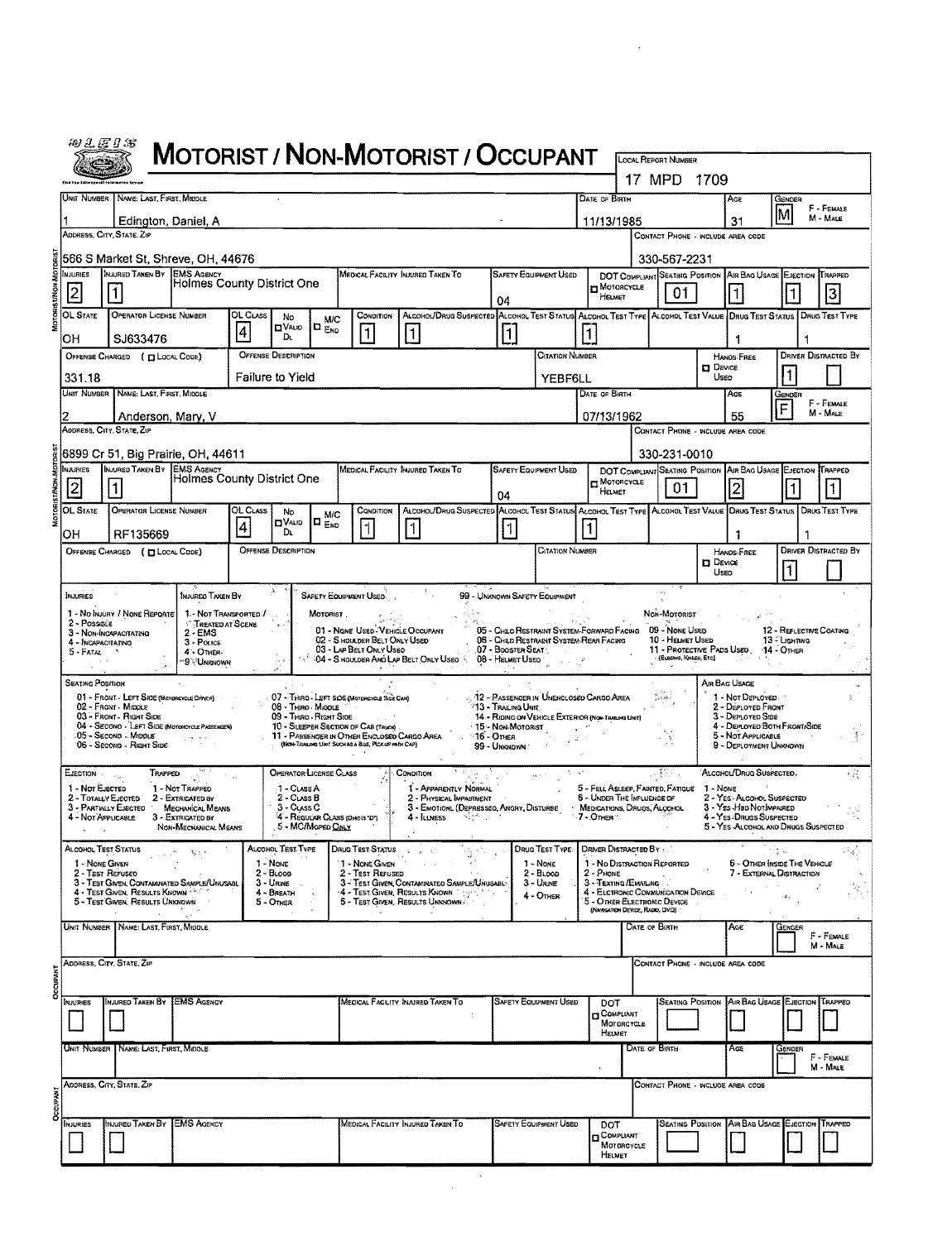# MOTORIST / NON-MOTORIST / OCCUPANT

LOCAL REPORT NUMBER: 17 MPD 1709

## MOTORIST/NON-MOTORIST

| UNIT NUMBER | NAME: LAST, FIRST, MIDDLE | DATE OF BIRTH | AGE | GENDER |
|---|---|---|---|---|
| 1 | Edington, Daniel, A | 11/13/1985 | 31 | M |

| ADDRESS, CITY, STATE, ZIP | CONTACT PHONE - INCLUDE AREA CODE |
|---|---|
| 566 S Market St, Shreve, OH, 44676 | 330-567-2231 |

| INJURIES | INJURED TAKEN BY | EMS AGENCY | MEDICAL FACILITY INJURED TAKEN TO | SAFETY EQUIPMENT USED | DOT COMPLIANT MOTORCYCLE HELMET | SEATING POSITION | AIR BAG USAGE | EJECTION | TRAPPED |
|---|---|---|---|---|---|---|---|---|---|
| 2 | 1 | Holmes County District One | | 04 | | 01 | 1 | 1 | 3 |

| OL STATE | OPERATOR LICENSE NUMBER | OL CLASS | NO VALID DL | M/C END | CONDITION | ALCOHOL/DRUG SUSPECTED | ALCOHOL TEST STATUS | ALCOHOL TEST TYPE | ALCOHOL TEST VALUE | DRUG TEST STATUS | DRUG TEST TYPE |
|---|---|---|---|---|---|---|---|---|---|---|---|
| OH | SJ633476 | 4 | | | 1 | 1 | 1 | 1 | | 1 | 1 |

| OFFENSE CHARGED ( LOCAL CODE) | OFFENSE DESCRIPTION | CITATION NUMBER | HANDS-FREE DEVICE USED | DRIVER DISTRACTED BY |
|---|---|---|---|---|
| 331.18 | Failure to Yield | YEBF6LL | | 1 |

## MOTORIST/NON-MOTORIST

| UNIT NUMBER | NAME: LAST, FIRST, MIDDLE | DATE OF BIRTH | AGE | GENDER |
|---|---|---|---|---|
| 2 | Anderson, Mary, V | 07/13/1962 | 55 | F |

| ADDRESS, CITY, STATE, ZIP | CONTACT PHONE - INCLUDE AREA CODE |
|---|---|
| 6899 Cr 51, Big Prairie, OH, 44611 | 330-231-0010 |

| INJURIES | INJURED TAKEN BY | EMS AGENCY | MEDICAL FACILITY INJURED TAKEN TO | SAFETY EQUIPMENT USED | DOT COMPLIANT MOTORCYCLE HELMET | SEATING POSITION | AIR BAG USAGE | EJECTION | TRAPPED |
|---|---|---|---|---|---|---|---|---|---|
| 2 | 1 | Holmes County District One | | 04 | | 01 | 2 | 1 | 1 |

| OL STATE | OPERATOR LICENSE NUMBER | OL CLASS | NO VALID DL | M/C END | CONDITION | ALCOHOL/DRUG SUSPECTED | ALCOHOL TEST STATUS | ALCOHOL TEST TYPE | ALCOHOL TEST VALUE | DRUG TEST STATUS | DRUG TEST TYPE |
|---|---|---|---|---|---|---|---|---|---|---|---|
| OH | RF135669 | 4 | | | 1 | 1 | 1 | 1 | | 1 | 1 |

| OFFENSE CHARGED ( LOCAL CODE) | OFFENSE DESCRIPTION | CITATION NUMBER | HANDS-FREE DEVICE USED | DRIVER DISTRACTED BY |
|---|---|---|---|---|
| | | | | 1 |

## CODES

**INJURIES:** 1 - No Injury / None Reported; 2 - Possible; 3 - Non-Incapacitating; 4 - Incapacitating; 5 - Fatal

**INJURED TAKEN BY:** 1 - Not Transported / Treated at Scene; 2 - EMS; 3 - Police; 4 - Other; 9 - Unknown

**SAFETY EQUIPMENT USED:**
Motorist: 01 - None Used - Vehicle Occupant; 02 - Shoulder Belt Only Used; 03 - Lap Belt Only Used; 04 - Shoulder And Lap Belt Only Used; 05 - Child Restraint System-Forward Facing; 06 - Child Restraint System-Rear Facing; 07 - Booster Seat; 08 - Helmet Used; 99 - Unknown Safety Equipment
Non-Motorist: 09 - None Used; 10 - Helmet Used; 11 - Protective Pads Used (Elbows, Knees, Etc); 12 - Reflective Coating; 13 - Lighting; 14 - Other

**SEATING POSITION:** 01 - Front - Left Side (Motorcycle Driver); 02 - Front - Middle; 03 - Front - Right Side; 04 - Second - Left Side (Motorcycle Passenger); 05 - Second - Middle; 06 - Second - Right Side; 07 - Third - Left Side (Motorcycle Side Car); 08 - Third - Middle; 09 - Third - Right Side; 10 - Sleeper Section of Cab (Truck); 11 - Passenger in Other Enclosed Cargo Area (Non-Trailing Unit Such as a Bus, Pick-up with Cap); 12 - Passenger in Unenclosed Cargo Area; 13 - Trailing Unit; 14 - Riding on Vehicle Exterior (Non-Trailing Unit); 15 - Non-Motorist; 16 - Other; 99 - Unknown

**AIR BAG USAGE:** 1 - Not Deployed; 2 - Deployed Front; 3 - Deployed Side; 4 - Deployed Both Front/Side; 5 - Not Applicable; 9 - Deployment Unknown

**EJECTION:** 1 - Not Ejected; 2 - Totally Ejected; 3 - Partially Ejected; 4 - Not Applicable

**TRAPPED:** 1 - Not Trapped; 2 - Extricated by Mechanical Means; 3 - Extricated by Non-Mechanical Means

**OPERATOR LICENSE CLASS:** 1 - Class A; 2 - Class B; 3 - Class C; 4 - Regular Class (Ohio is "D"); 5 - M/C/Moped Only

**CONDITION:** 1 - Apparently Normal; 2 - Physical Impairment; 3 - Emotional (Depressed, Angry, Disturbed); 4 - Illness; 5 - Fell Asleep, Fainted, Fatigue; 6 - Under the Influence of Medications, Drugs, Alcohol; 7 - Other

**ALCOHOL/DRUG SUSPECTED:** 1 - None; 2 - Yes - Alcohol Suspected; 3 - Yes - HBD Not Impaired; 4 - Yes - Drugs Suspected; 5 - Yes - Alcohol and Drugs Suspected

**ALCOHOL TEST STATUS:** 1 - None Given; 2 - Test Refused; 3 - Test Given, Contaminated Sample/Unusable; 4 - Test Given, Results Known; 5 - Test Given, Results Unknown

**ALCOHOL TEST TYPE:** 1 - None; 2 - Blood; 3 - Urine; 4 - Breath; 5 - Other

**DRUG TEST STATUS:** 1 - None Given; 2 - Test Refused; 3 - Test Given, Contaminated Sample/Unusable; 4 - Test Given, Results Known; 5 - Test Given, Results Unknown

**DRUG TEST TYPE:** 1 - None; 2 - Blood; 3 - Urine; 4 - Other

**DRIVER DISTRACTED BY:** 1 - No Distraction Reported; 2 - Phone; 3 - Texting/Emailing; 4 - Electronic Communication Device; 5 - Other Electronic Device (Navigation Device, Radio, DVD); 6 - Other Inside the Vehicle; 7 - External Distraction

## OCCUPANT

| UNIT NUMBER | NAME: LAST, FIRST, MIDDLE | DATE OF BIRTH | AGE | GENDER |
|---|---|---|---|---|
| | | | | |

| ADDRESS, CITY, STATE, ZIP | CONTACT PHONE - INCLUDE AREA CODE |
|---|---|
| | |

| INJURIES | INJURED TAKEN BY | EMS AGENCY | MEDICAL FACILITY INJURED TAKEN TO | SAFETY EQUIPMENT USED | DOT COMPLIANT MOTORCYCLE HELMET | SEATING POSITION | AIR BAG USAGE | EJECTION | TRAPPED |
|---|---|---|---|---|---|---|---|---|---|
| | | | | | | | | | |

## OCCUPANT

| UNIT NUMBER | NAME: LAST, FIRST, MIDDLE | DATE OF BIRTH | AGE | GENDER |
|---|---|---|---|---|
| | | | | |

| ADDRESS, CITY, STATE, ZIP | CONTACT PHONE - INCLUDE AREA CODE |
|---|---|
| | |

| INJURIES | INJURED TAKEN BY | EMS AGENCY | MEDICAL FACILITY INJURED TAKEN TO | SAFETY EQUIPMENT USED | DOT COMPLIANT MOTORCYCLE HELMET | SEATING POSITION | AIR BAG USAGE | EJECTION | TRAPPED |
|---|---|---|---|---|---|---|---|---|---|
| | | | | | | | | | |